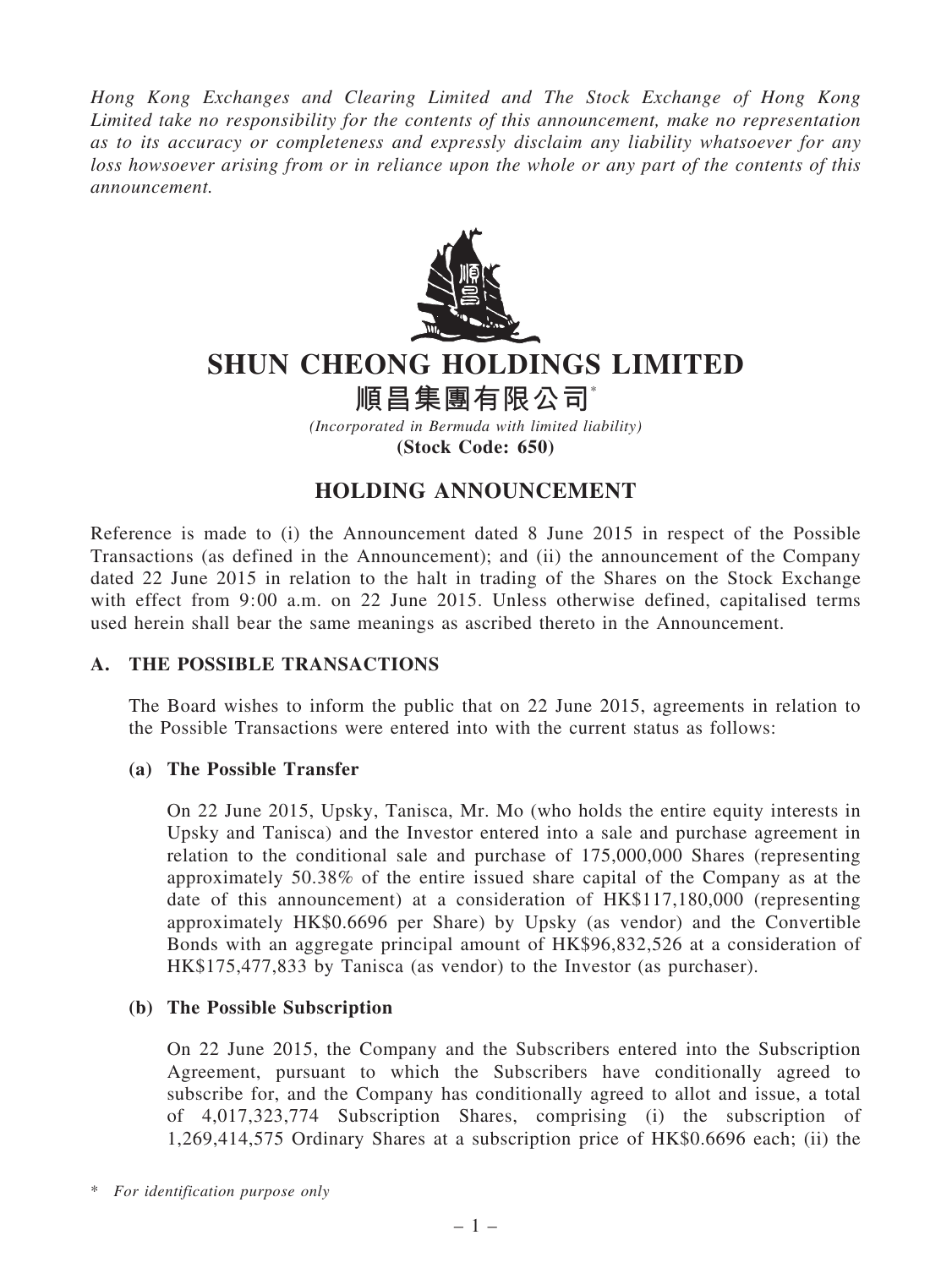*Hong Kong Exchanges and Clearing Limited and The Stock Exchange of Hong Kong Limited take no responsibility for the contents of this announcement, make no representation as to its accuracy or completeness and expressly disclaim any liability whatsoever for any loss howsoever arising from or in reliance upon the whole or any part of the contents of this announcement.*

# SHUN CHEONG HOLDINGS LIMITED

# 順昌集團有限公司*

*(Incorporated in Bermuda with limited liability)*

**(Stock Code: 650)**

## HOLDING ANNOUNCEMENT

Reference is made to (i) the Announcement dated 8 June 2015 in respect of the Possible Transactions (as defined in the Announcement); and (ii) the announcement of the Company dated 22 June 2015 in relation to the halt in trading of the Shares on the Stock Exchange with effect from 9:00 a.m. on 22 June 2015. Unless otherwise defined, capitalised terms used herein shall bear the same meanings as ascribed thereto in the Announcement.

### A. THE POSSIBLE TRANSACTIONS

The Board wishes to inform the public that on 22 June 2015, agreements in relation to the Possible Transactions were entered into with the current status as follows:

#### (a) The Possible Transfer

On 22 June 2015, Upsky, Tanisca, Mr. Mo (who holds the entire equity interests in Upsky and Tanisca) and the Investor entered into a sale and purchase agreement in relation to the conditional sale and purchase of 175,000,000 Shares (representing approximately 50.38% of the entire issued share capital of the Company as at the date of this announcement) at a consideration of HK$117,180,000 (representing approximately HK$0.6696 per Share) by Upsky (as vendor) and the Convertible Bonds with an aggregate principal amount of HK$96,832,526 at a consideration of HK$175,477,833 by Tanisca (as vendor) to the Investor (as purchaser).

#### (b) The Possible Subscription

On 22 June 2015, the Company and the Subscribers entered into the Subscription Agreement, pursuant to which the Subscribers have conditionally agreed to subscribe for, and the Company has conditionally agreed to allot and issue, a total of 4,017,323,774 Subscription Shares, comprising (i) the subscription of 1,269,414,575 Ordinary Shares at a subscription price of HK$0.6696 each; (ii) the

\* *For identification purpose only*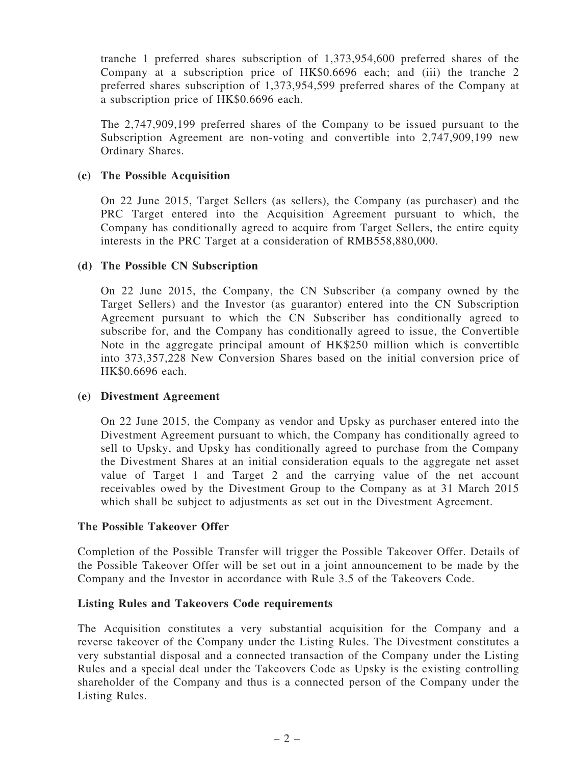tranche 1 preferred shares subscription of 1,373,954,600 preferred shares of the Company at a subscription price of HK$0.6696 each; and (iii) the tranche 2 preferred shares subscription of 1,373,954,599 preferred shares of the Company at a subscription price of HK$0.6696 each.

The 2,747,909,199 preferred shares of the Company to be issued pursuant to the Subscription Agreement are non-voting and convertible into 2,747,909,199 new Ordinary Shares.

**(c) The Possible Acquisition**

On 22 June 2015, Target Sellers (as sellers), the Company (as purchaser) and the PRC Target entered into the Acquisition Agreement pursuant to which, the Company has conditionally agreed to acquire from Target Sellers, the entire equity interests in the PRC Target at a consideration of RMB558,880,000.

**(d) The Possible CN Subscription**

On 22 June 2015, the Company, the CN Subscriber (a company owned by the Target Sellers) and the Investor (as guarantor) entered into the CN Subscription Agreement pursuant to which the CN Subscriber has conditionally agreed to subscribe for, and the Company has conditionally agreed to issue, the Convertible Note in the aggregate principal amount of HK$250 million which is convertible into 373,357,228 New Conversion Shares based on the initial conversion price of HK$0.6696 each.

**(e) Divestment Agreement**

On 22 June 2015, the Company as vendor and Upsky as purchaser entered into the Divestment Agreement pursuant to which, the Company has conditionally agreed to sell to Upsky, and Upsky has conditionally agreed to purchase from the Company the Divestment Shares at an initial consideration equals to the aggregate net asset value of Target 1 and Target 2 and the carrying value of the net account receivables owed by the Divestment Group to the Company as at 31 March 2015 which shall be subject to adjustments as set out in the Divestment Agreement.

**The Possible Takeover Offer**

Completion of the Possible Transfer will trigger the Possible Takeover Offer. Details of the Possible Takeover Offer will be set out in a joint announcement to be made by the Company and the Investor in accordance with Rule 3.5 of the Takeovers Code.

**Listing Rules and Takeovers Code requirements**

The Acquisition constitutes a very substantial acquisition for the Company and a reverse takeover of the Company under the Listing Rules. The Divestment constitutes a very substantial disposal and a connected transaction of the Company under the Listing Rules and a special deal under the Takeovers Code as Upsky is the existing controlling shareholder of the Company and thus is a connected person of the Company under the Listing Rules.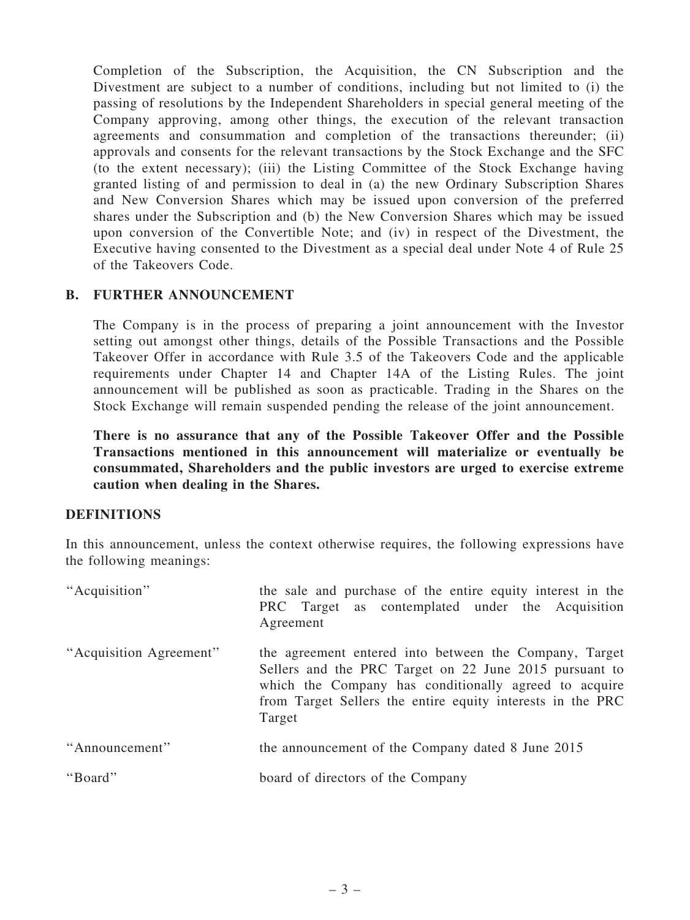Completion of the Subscription, the Acquisition, the CN Subscription and the Divestment are subject to a number of conditions, including but not limited to (i) the passing of resolutions by the Independent Shareholders in special general meeting of the Company approving, among other things, the execution of the relevant transaction agreements and consummation and completion of the transactions thereunder; (ii) approvals and consents for the relevant transactions by the Stock Exchange and the SFC (to the extent necessary); (iii) the Listing Committee of the Stock Exchange having granted listing of and permission to deal in (a) the new Ordinary Subscription Shares and New Conversion Shares which may be issued upon conversion of the preferred shares under the Subscription and (b) the New Conversion Shares which may be issued upon conversion of the Convertible Note; and (iv) in respect of the Divestment, the Executive having consented to the Divestment as a special deal under Note 4 of Rule 25 of the Takeovers Code.

## B. FURTHER ANNOUNCEMENT

The Company is in the process of preparing a joint announcement with the Investor setting out amongst other things, details of the Possible Transactions and the Possible Takeover Offer in accordance with Rule 3.5 of the Takeovers Code and the applicable requirements under Chapter 14 and Chapter 14A of the Listing Rules. The joint announcement will be published as soon as practicable. Trading in the Shares on the Stock Exchange will remain suspended pending the release of the joint announcement.

**There is no assurance that any of the Possible Takeover Offer and the Possible Transactions mentioned in this announcement will materialize or eventually be consummated, Shareholders and the public investors are urged to exercise extreme caution when dealing in the Shares.**

## DEFINITIONS

In this announcement, unless the context otherwise requires, the following expressions have the following meanings:

| | |
|---|---|
| "Acquisition" | the sale and purchase of the entire equity interest in the PRC Target as contemplated under the Acquisition Agreement |
| "Acquisition Agreement" | the agreement entered into between the Company, Target Sellers and the PRC Target on 22 June 2015 pursuant to which the Company has conditionally agreed to acquire from Target Sellers the entire equity interests in the PRC Target |
| "Announcement" | the announcement of the Company dated 8 June 2015 |
| "Board" | board of directors of the Company |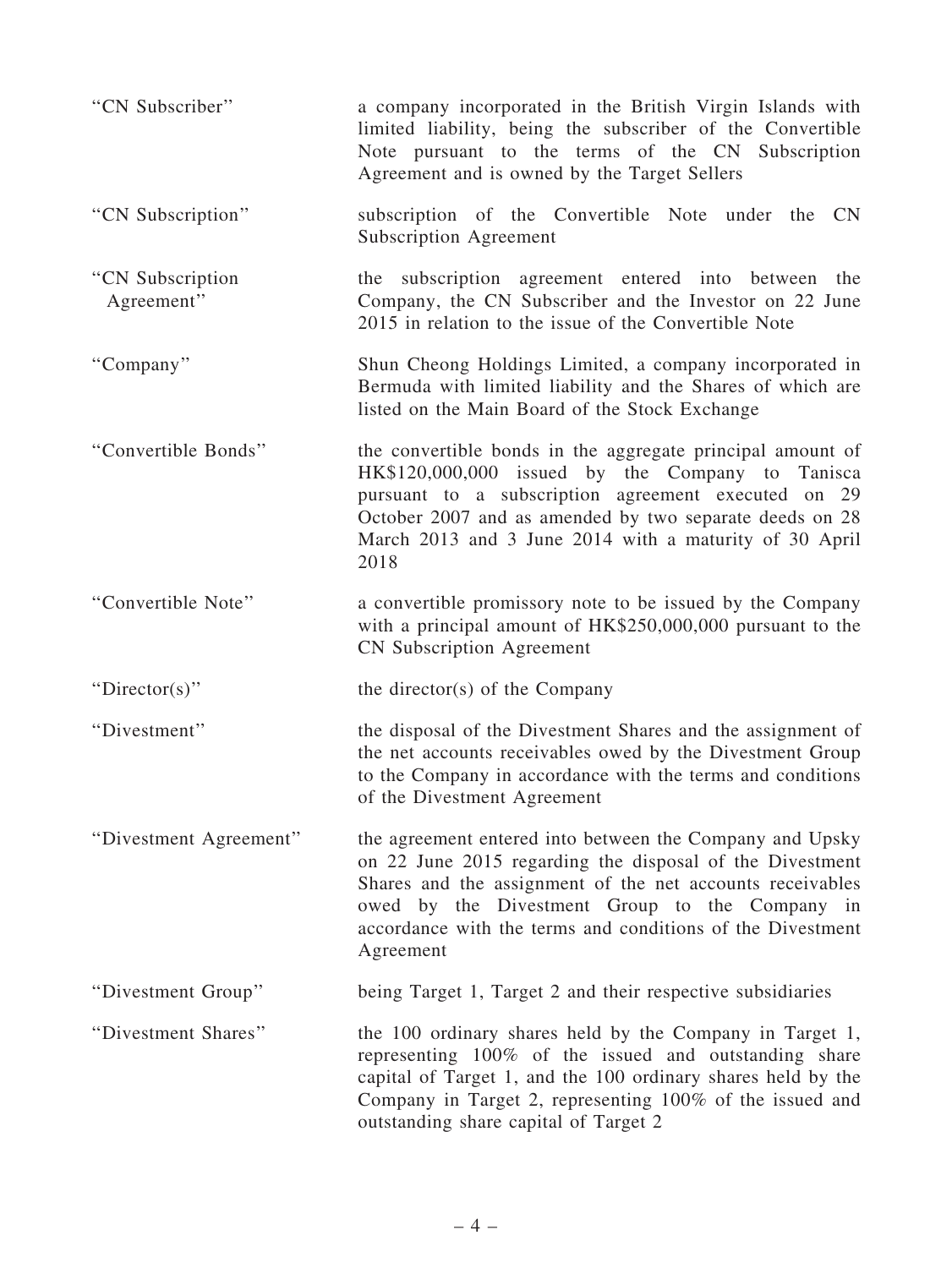| | |
|---|---|
| "CN Subscriber" | a company incorporated in the British Virgin Islands with limited liability, being the subscriber of the Convertible Note pursuant to the terms of the CN Subscription Agreement and is owned by the Target Sellers |
| "CN Subscription" | subscription of the Convertible Note under the CN Subscription Agreement |
| "CN Subscription Agreement" | the subscription agreement entered into between the Company, the CN Subscriber and the Investor on 22 June 2015 in relation to the issue of the Convertible Note |
| "Company" | Shun Cheong Holdings Limited, a company incorporated in Bermuda with limited liability and the Shares of which are listed on the Main Board of the Stock Exchange |
| "Convertible Bonds" | the convertible bonds in the aggregate principal amount of HK$120,000,000 issued by the Company to Tanisca pursuant to a subscription agreement executed on 29 October 2007 and as amended by two separate deeds on 28 March 2013 and 3 June 2014 with a maturity of 30 April 2018 |
| "Convertible Note" | a convertible promissory note to be issued by the Company with a principal amount of HK$250,000,000 pursuant to the CN Subscription Agreement |
| "Director(s)" | the director(s) of the Company |
| "Divestment" | the disposal of the Divestment Shares and the assignment of the net accounts receivables owed by the Divestment Group to the Company in accordance with the terms and conditions of the Divestment Agreement |
| "Divestment Agreement" | the agreement entered into between the Company and Upsky on 22 June 2015 regarding the disposal of the Divestment Shares and the assignment of the net accounts receivables owed by the Divestment Group to the Company in accordance with the terms and conditions of the Divestment Agreement |
| "Divestment Group" | being Target 1, Target 2 and their respective subsidiaries |
| "Divestment Shares" | the 100 ordinary shares held by the Company in Target 1, representing 100% of the issued and outstanding share capital of Target 1, and the 100 ordinary shares held by the Company in Target 2, representing 100% of the issued and outstanding share capital of Target 2 |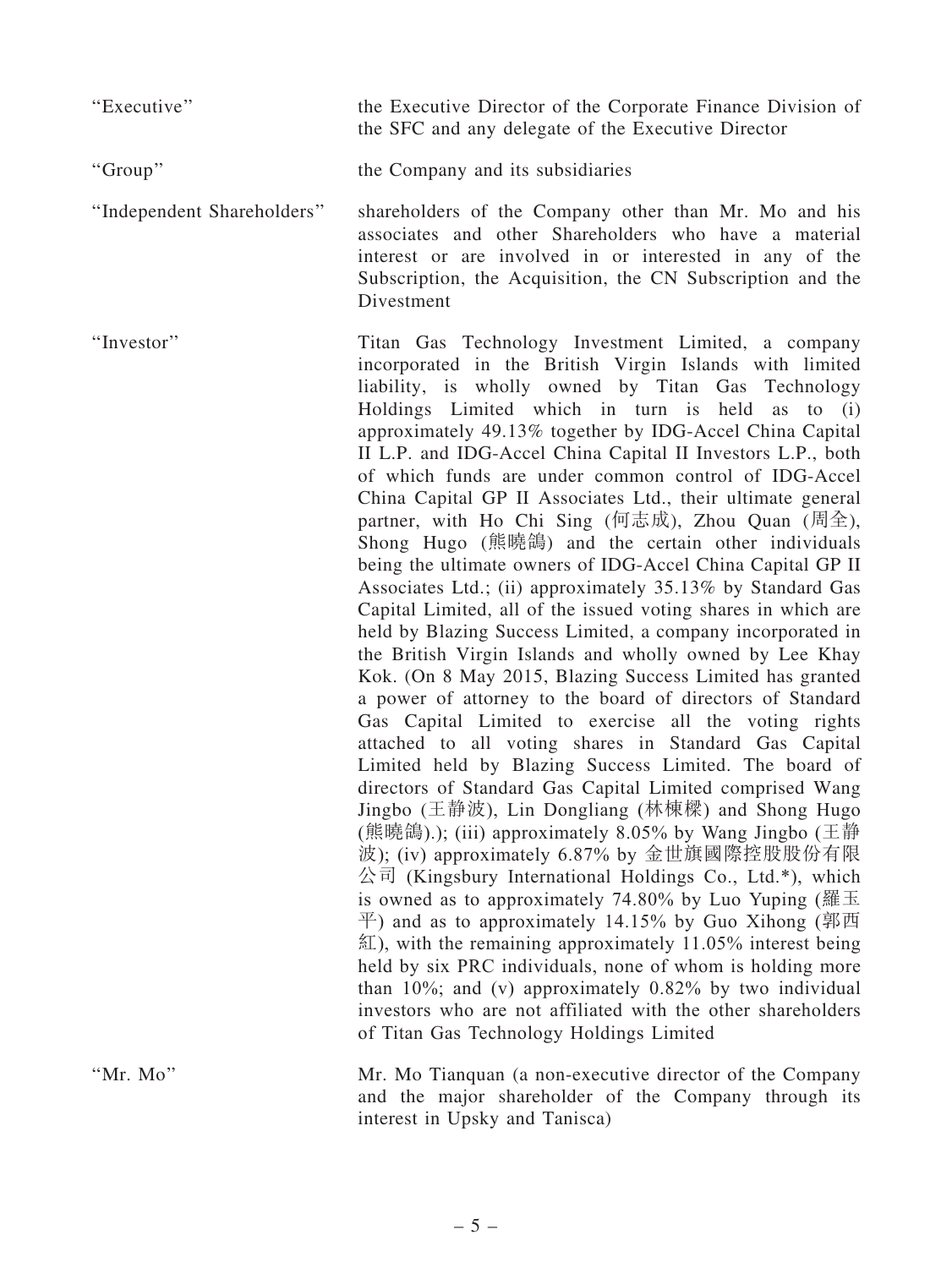| | |
|---|---|
| "Executive" | the Executive Director of the Corporate Finance Division of the SFC and any delegate of the Executive Director |
| "Group" | the Company and its subsidiaries |
| "Independent Shareholders" | shareholders of the Company other than Mr. Mo and his associates and other Shareholders who have a material interest or are involved in or interested in any of the Subscription, the Acquisition, the CN Subscription and the Divestment |
| "Investor" | Titan Gas Technology Investment Limited, a company incorporated in the British Virgin Islands with limited liability, is wholly owned by Titan Gas Technology Holdings Limited which in turn is held as to (i) approximately 49.13% together by IDG-Accel China Capital II L.P. and IDG-Accel China Capital II Investors L.P., both of which funds are under common control of IDG-Accel China Capital GP II Associates Ltd., their ultimate general partner, with Ho Chi Sing (何志成), Zhou Quan (周全), Shong Hugo (熊曉鴿) and the certain other individuals being the ultimate owners of IDG-Accel China Capital GP II Associates Ltd.; (ii) approximately 35.13% by Standard Gas Capital Limited, all of the issued voting shares in which are held by Blazing Success Limited, a company incorporated in the British Virgin Islands and wholly owned by Lee Khay Kok. (On 8 May 2015, Blazing Success Limited has granted a power of attorney to the board of directors of Standard Gas Capital Limited to exercise all the voting rights attached to all voting shares in Standard Gas Capital Limited held by Blazing Success Limited. The board of directors of Standard Gas Capital Limited comprised Wang Jingbo (王静波), Lin Dongliang (林棟樑) and Shong Hugo (熊曉鴿).); (iii) approximately 8.05% by Wang Jingbo (王静波); (iv) approximately 6.87% by 金世旗國際控股股份有限公司 (Kingsbury International Holdings Co., Ltd.*), which is owned as to approximately 74.80% by Luo Yuping (羅玉平) and as to approximately 14.15% by Guo Xihong (郭西紅), with the remaining approximately 11.05% interest being held by six PRC individuals, none of whom is holding more than 10%; and (v) approximately 0.82% by two individual investors who are not affiliated with the other shareholders of Titan Gas Technology Holdings Limited |
| "Mr. Mo" | Mr. Mo Tianquan (a non-executive director of the Company and the major shareholder of the Company through its interest in Upsky and Tanisca) |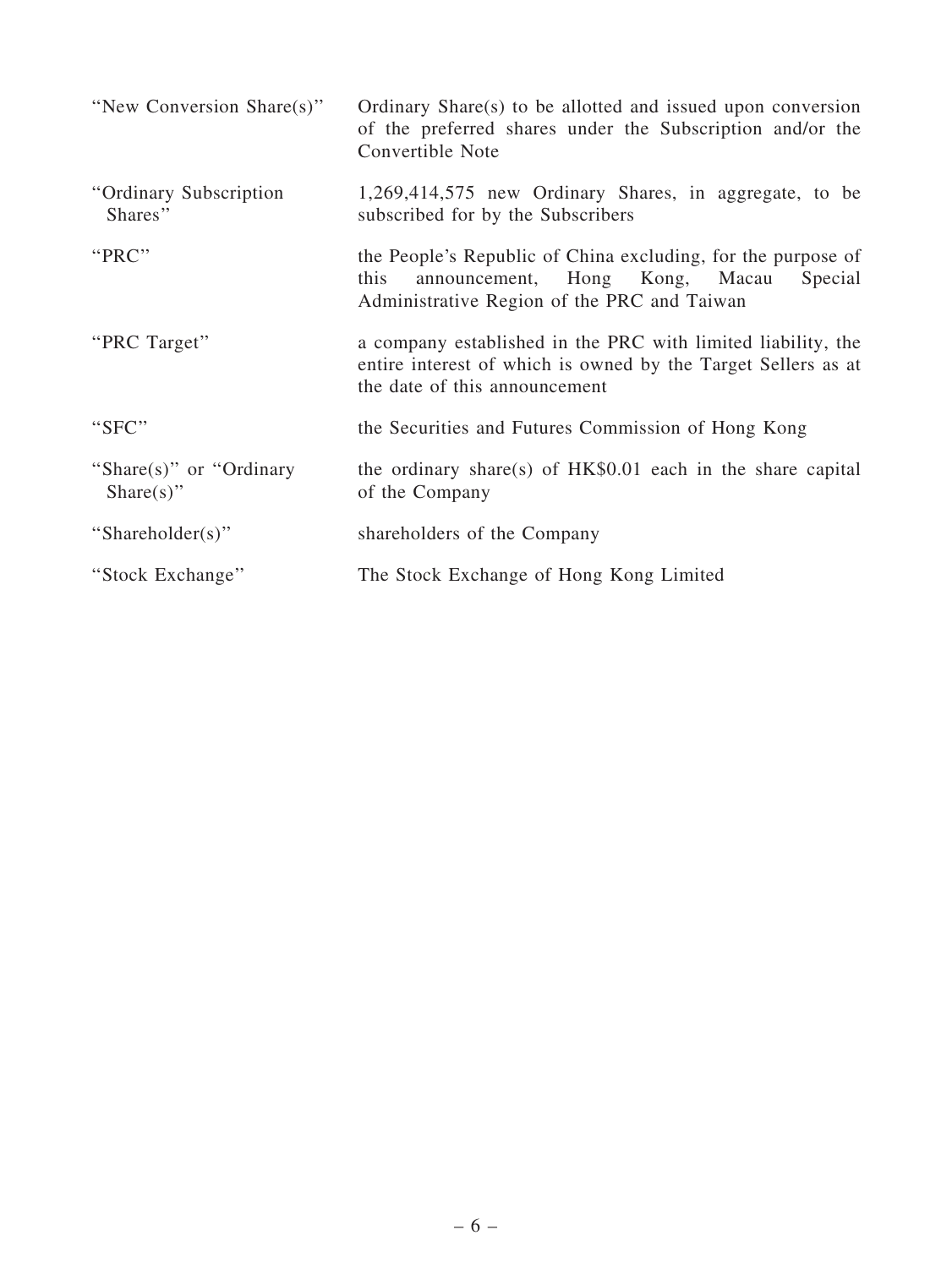| | |
|---|---|
| "New Conversion Share(s)" | Ordinary Share(s) to be allotted and issued upon conversion of the preferred shares under the Subscription and/or the Convertible Note |
| "Ordinary Subscription Shares" | 1,269,414,575 new Ordinary Shares, in aggregate, to be subscribed for by the Subscribers |
| "PRC" | the People's Republic of China excluding, for the purpose of this announcement, Hong Kong, Macau Special Administrative Region of the PRC and Taiwan |
| "PRC Target" | a company established in the PRC with limited liability, the entire interest of which is owned by the Target Sellers as at the date of this announcement |
| "SFC" | the Securities and Futures Commission of Hong Kong |
| "Share(s)" or "Ordinary Share(s)" | the ordinary share(s) of HK$0.01 each in the share capital of the Company |
| "Shareholder(s)" | shareholders of the Company |
| "Stock Exchange" | The Stock Exchange of Hong Kong Limited |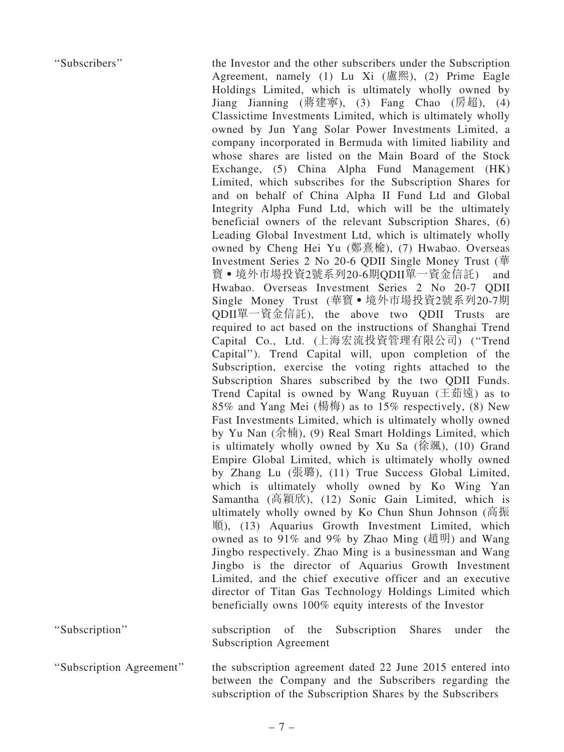| | |
|---|---|
| "Subscribers" | the Investor and the other subscribers under the Subscription Agreement, namely (1) Lu Xi (盧熙), (2) Prime Eagle Holdings Limited, which is ultimately wholly owned by Jiang Jianning (蔣建寧), (3) Fang Chao (房超), (4) Classictime Investments Limited, which is ultimately wholly owned by Jun Yang Solar Power Investments Limited, a company incorporated in Bermuda with limited liability and whose shares are listed on the Main Board of the Stock Exchange, (5) China Alpha Fund Management (HK) Limited, which subscribes for the Subscription Shares for and on behalf of China Alpha II Fund Ltd and Global Integrity Alpha Fund Ltd, which will be the ultimately beneficial owners of the relevant Subscription Shares, (6) Leading Global Investment Ltd, which is ultimately wholly owned by Cheng Hei Yu (鄭熹榆), (7) Hwabao. Overseas Investment Series 2 No 20-6 QDII Single Money Trust (華寶•境外市場投資2號系列20-6期QDII單一資金信託) and Hwabao. Overseas Investment Series 2 No 20-7 QDII Single Money Trust (華寶•境外市場投資2號系列20-7期QDII單一資金信託), the above two QDII Trusts are required to act based on the instructions of Shanghai Trend Capital Co., Ltd. (上海宏流投資管理有限公司) ("Trend Capital"). Trend Capital will, upon completion of the Subscription, exercise the voting rights attached to the Subscription Shares subscribed by the two QDII Funds. Trend Capital is owned by Wang Ruyuan (王茹遠) as to 85% and Yang Mei (楊梅) as to 15% respectively, (8) New Fast Investments Limited, which is ultimately wholly owned by Yu Nan (余楠), (9) Real Smart Holdings Limited, which is ultimately wholly owned by Xu Sa (徐颯), (10) Grand Empire Global Limited, which is ultimately wholly owned by Zhang Lu (張璐), (11) True Success Global Limited, which is ultimately wholly owned by Ko Wing Yan Samantha (高穎欣), (12) Sonic Gain Limited, which is ultimately wholly owned by Ko Chun Shun Johnson (高振順), (13) Aquarius Growth Investment Limited, which owned as to 91% and 9% by Zhao Ming (趙明) and Wang Jingbo respectively. Zhao Ming is a businessman and Wang Jingbo is the director of Aquarius Growth Investment Limited, and the chief executive officer and an executive director of Titan Gas Technology Holdings Limited which beneficially owns 100% equity interests of the Investor |
| "Subscription" | subscription of the Subscription Shares under the Subscription Agreement |
| "Subscription Agreement" | the subscription agreement dated 22 June 2015 entered into between the Company and the Subscribers regarding the subscription of the Subscription Shares by the Subscribers |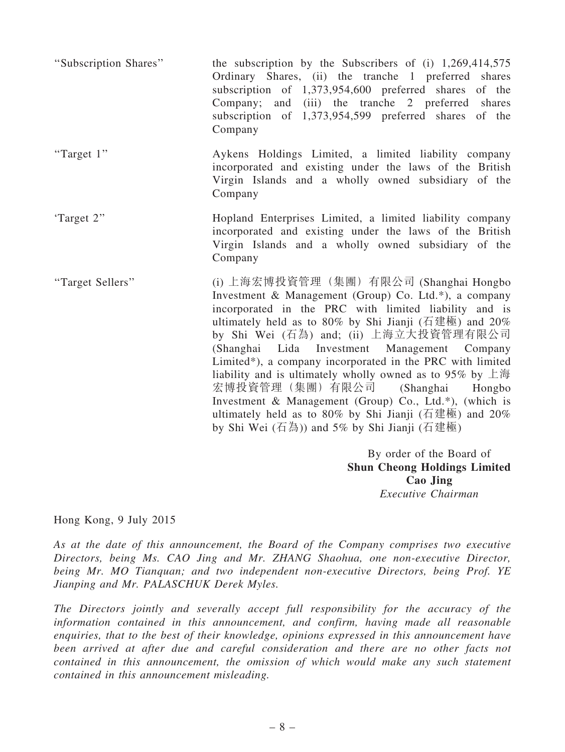| | |
|---|---|
| "Subscription Shares" | the subscription by the Subscribers of (i) 1,269,414,575 Ordinary Shares, (ii) the tranche 1 preferred shares subscription of 1,373,954,600 preferred shares of the Company; and (iii) the tranche 2 preferred shares subscription of 1,373,954,599 preferred shares of the Company |
| "Target 1" | Aykens Holdings Limited, a limited liability company incorporated and existing under the laws of the British Virgin Islands and a wholly owned subsidiary of the Company |
| 'Target 2" | Hopland Enterprises Limited, a limited liability company incorporated and existing under the laws of the British Virgin Islands and a wholly owned subsidiary of the Company |
| "Target Sellers" | (i) 上海宏博投資管理（集團）有限公司 (Shanghai Hongbo Investment & Management (Group) Co. Ltd.*), a company incorporated in the PRC with limited liability and is ultimately held as to 80% by Shi Jianji (石建極) and 20% by Shi Wei (石為) and; (ii) 上海立大投資管理有限公司 (Shanghai Lida Investment Management Company Limited*), a company incorporated in the PRC with limited liability and is ultimately wholly owned as to 95% by 上海宏博投資管理（集團）有限公司 (Shanghai Hongbo Investment & Management (Group) Co., Ltd.*), (which is ultimately held as to 80% by Shi Jianji (石建極) and 20% by Shi Wei (石為)) and 5% by Shi Jianji (石建極) |

By order of the Board of
**Shun Cheong Holdings Limited**
**Cao Jing**
*Executive Chairman*

Hong Kong, 9 July 2015

*As at the date of this announcement, the Board of the Company comprises two executive Directors, being Ms. CAO Jing and Mr. ZHANG Shaohua, one non-executive Director, being Mr. MO Tianquan; and two independent non-executive Directors, being Prof. YE Jianping and Mr. PALASCHUK Derek Myles.*

*The Directors jointly and severally accept full responsibility for the accuracy of the information contained in this announcement, and confirm, having made all reasonable enquiries, that to the best of their knowledge, opinions expressed in this announcement have been arrived at after due and careful consideration and there are no other facts not contained in this announcement, the omission of which would make any such statement contained in this announcement misleading.*